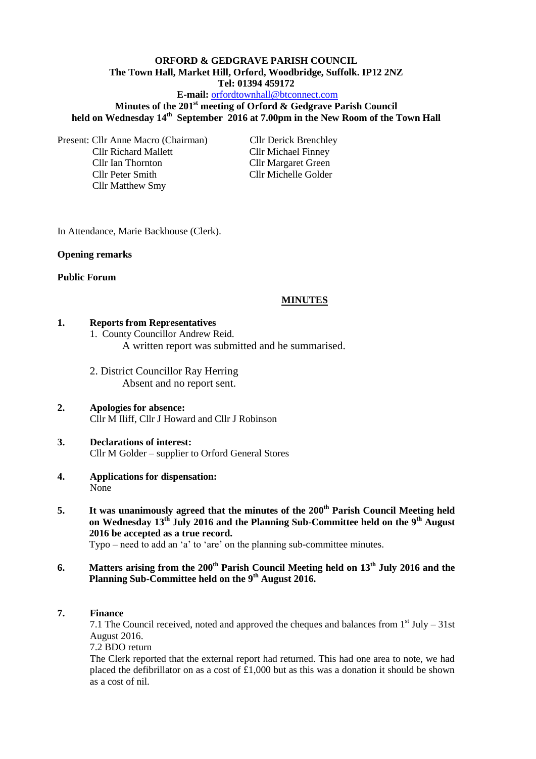**ORFORD & GEDGRAVE PARISH COUNCIL**
**The Town Hall, Market Hill, Orford, Woodbridge, Suffolk. IP12 2NZ**
**Tel: 01394 459172**
**E-mail:** orfordtownhall@btconnect.com

**Minutes of the 201st meeting of Orford & Gedgrave Parish Council held on Wednesday 14th September 2016 at 7.00pm in the New Room of the Town Hall**

Present: Cllr Anne Macro (Chairman)
Cllr Richard Mallett
Cllr Ian Thornton
Cllr Peter Smith
Cllr Matthew Smy
Cllr Derick Brenchley
Cllr Michael Finney
Cllr Margaret Green
Cllr Michelle Golder

In Attendance, Marie Backhouse (Clerk).

**Opening remarks**

**Public Forum**

**MINUTES**

**1. Reports from Representatives**

1. County Councillor Andrew Reid.
   A written report was submitted and he summarised.

2. District Councillor Ray Herring
   Absent and no report sent.

**2. Apologies for absence:**
Cllr M Iliff, Cllr J Howard and Cllr J Robinson

**3. Declarations of interest:**
Cllr M Golder – supplier to Orford General Stores

**4. Applications for dispensation:**
None

**5. It was unanimously agreed that the minutes of the 200th Parish Council Meeting held on Wednesday 13th July 2016 and the Planning Sub-Committee held on the 9th August 2016 be accepted as a true record.**
Typo – need to add an 'a' to 'are' on the planning sub-committee minutes.

**6. Matters arising from the 200th Parish Council Meeting held on 13th July 2016 and the Planning Sub-Committee held on the 9th August 2016.**

**7. Finance**

7.1 The Council received, noted and approved the cheques and balances from 1st July – 31st August 2016.

7.2 BDO return

The Clerk reported that the external report had returned. This had one area to note, we had placed the defibrillator on as a cost of £1,000 but as this was a donation it should be shown as a cost of nil.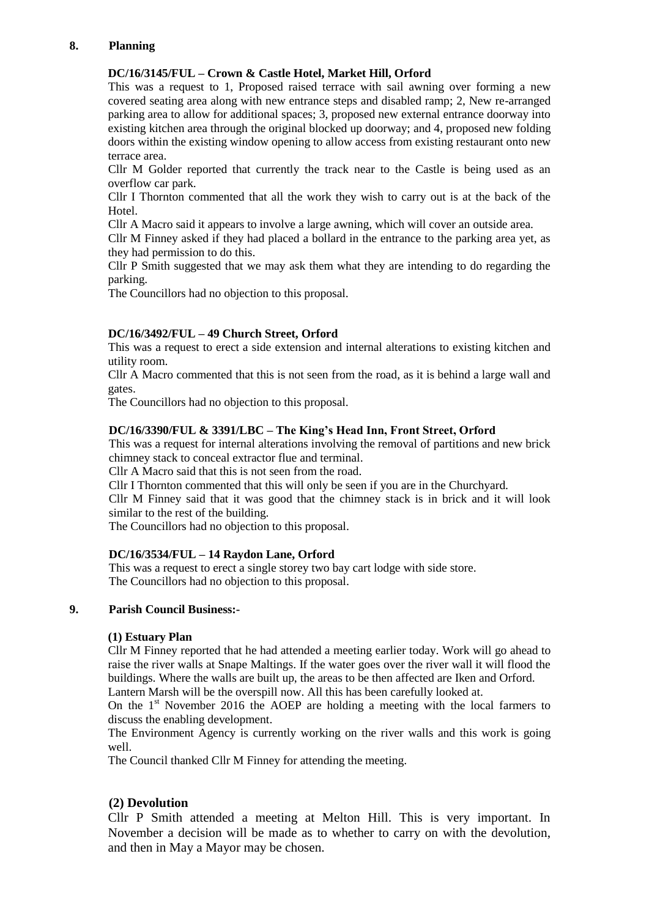## 8. Planning

**DC/16/3145/FUL – Crown & Castle Hotel, Market Hill, Orford**

This was a request to 1, Proposed raised terrace with sail awning over forming a new covered seating area along with new entrance steps and disabled ramp; 2, New re-arranged parking area to allow for additional spaces; 3, proposed new external entrance doorway into existing kitchen area through the original blocked up doorway; and 4, proposed new folding doors within the existing window opening to allow access from existing restaurant onto new terrace area.

Cllr M Golder reported that currently the track near to the Castle is being used as an overflow car park.

Cllr I Thornton commented that all the work they wish to carry out is at the back of the Hotel.

Cllr A Macro said it appears to involve a large awning, which will cover an outside area.

Cllr M Finney asked if they had placed a bollard in the entrance to the parking area yet, as they had permission to do this.

Cllr P Smith suggested that we may ask them what they are intending to do regarding the parking.

The Councillors had no objection to this proposal.

**DC/16/3492/FUL – 49 Church Street, Orford**

This was a request to erect a side extension and internal alterations to existing kitchen and utility room.

Cllr A Macro commented that this is not seen from the road, as it is behind a large wall and gates.

The Councillors had no objection to this proposal.

**DC/16/3390/FUL & 3391/LBC – The King's Head Inn, Front Street, Orford**

This was a request for internal alterations involving the removal of partitions and new brick chimney stack to conceal extractor flue and terminal.

Cllr A Macro said that this is not seen from the road.

Cllr I Thornton commented that this will only be seen if you are in the Churchyard.

Cllr M Finney said that it was good that the chimney stack is in brick and it will look similar to the rest of the building.

The Councillors had no objection to this proposal.

**DC/16/3534/FUL – 14 Raydon Lane, Orford**

This was a request to erect a single storey two bay cart lodge with side store.

The Councillors had no objection to this proposal.

## 9. Parish Council Business:-

**(1) Estuary Plan**

Cllr M Finney reported that he had attended a meeting earlier today. Work will go ahead to raise the river walls at Snape Maltings. If the water goes over the river wall it will flood the buildings. Where the walls are built up, the areas to be then affected are Iken and Orford.

Lantern Marsh will be the overspill now. All this has been carefully looked at.

On the 1st November 2016 the AOEP are holding a meeting with the local farmers to discuss the enabling development.

The Environment Agency is currently working on the river walls and this work is going well.

The Council thanked Cllr M Finney for attending the meeting.

**(2) Devolution**

Cllr P Smith attended a meeting at Melton Hill. This is very important. In November a decision will be made as to whether to carry on with the devolution, and then in May a Mayor may be chosen.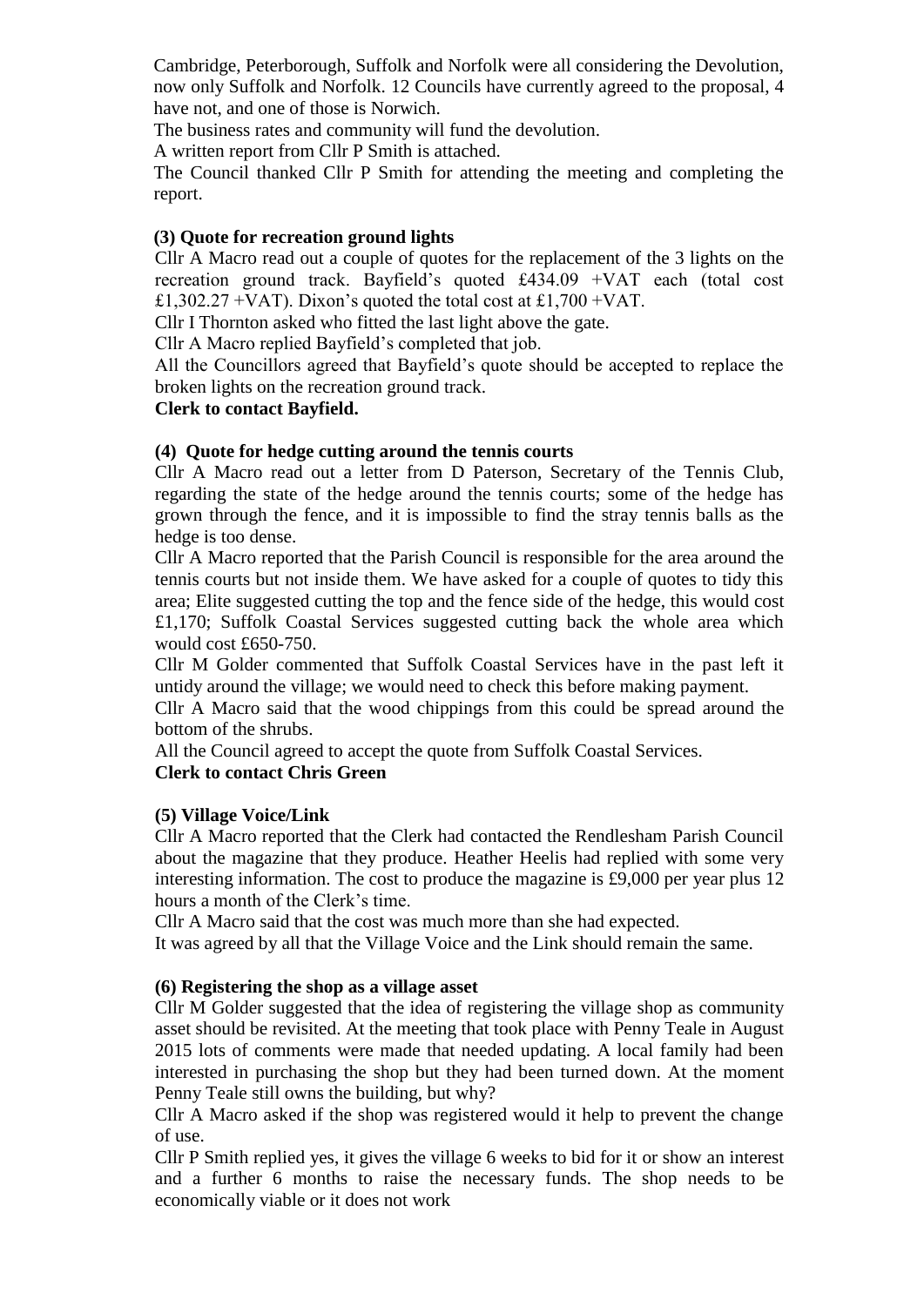Cambridge, Peterborough, Suffolk and Norfolk were all considering the Devolution, now only Suffolk and Norfolk. 12 Councils have currently agreed to the proposal, 4 have not, and one of those is Norwich.

The business rates and community will fund the devolution.

A written report from Cllr P Smith is attached.

The Council thanked Cllr P Smith for attending the meeting and completing the report.

**(3) Quote for recreation ground lights**

Cllr A Macro read out a couple of quotes for the replacement of the 3 lights on the recreation ground track. Bayfield's quoted £434.09 +VAT each (total cost £1,302.27 +VAT). Dixon's quoted the total cost at £1,700 +VAT.

Cllr I Thornton asked who fitted the last light above the gate.

Cllr A Macro replied Bayfield's completed that job.

All the Councillors agreed that Bayfield's quote should be accepted to replace the broken lights on the recreation ground track.

**Clerk to contact Bayfield.**

**(4) Quote for hedge cutting around the tennis courts**

Cllr A Macro read out a letter from D Paterson, Secretary of the Tennis Club, regarding the state of the hedge around the tennis courts; some of the hedge has grown through the fence, and it is impossible to find the stray tennis balls as the hedge is too dense.

Cllr A Macro reported that the Parish Council is responsible for the area around the tennis courts but not inside them. We have asked for a couple of quotes to tidy this area; Elite suggested cutting the top and the fence side of the hedge, this would cost £1,170; Suffolk Coastal Services suggested cutting back the whole area which would cost £650-750.

Cllr M Golder commented that Suffolk Coastal Services have in the past left it untidy around the village; we would need to check this before making payment.

Cllr A Macro said that the wood chippings from this could be spread around the bottom of the shrubs.

All the Council agreed to accept the quote from Suffolk Coastal Services.

**Clerk to contact Chris Green**

**(5) Village Voice/Link**

Cllr A Macro reported that the Clerk had contacted the Rendlesham Parish Council about the magazine that they produce. Heather Heelis had replied with some very interesting information. The cost to produce the magazine is £9,000 per year plus 12 hours a month of the Clerk's time.

Cllr A Macro said that the cost was much more than she had expected.

It was agreed by all that the Village Voice and the Link should remain the same.

**(6) Registering the shop as a village asset**

Cllr M Golder suggested that the idea of registering the village shop as community asset should be revisited. At the meeting that took place with Penny Teale in August 2015 lots of comments were made that needed updating. A local family had been interested in purchasing the shop but they had been turned down. At the moment Penny Teale still owns the building, but why?

Cllr A Macro asked if the shop was registered would it help to prevent the change of use.

Cllr P Smith replied yes, it gives the village 6 weeks to bid for it or show an interest and a further 6 months to raise the necessary funds. The shop needs to be economically viable or it does not work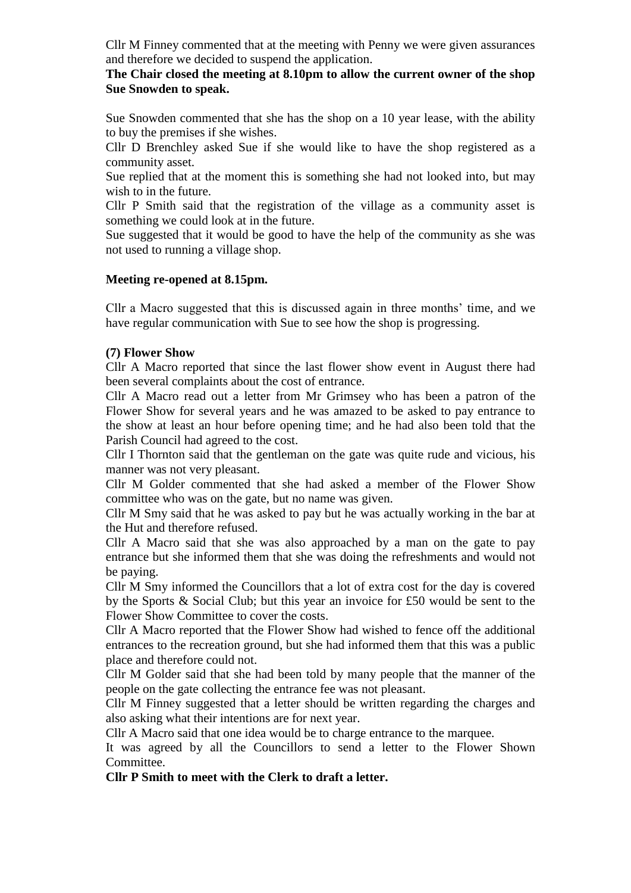Cllr M Finney commented that at the meeting with Penny we were given assurances and therefore we decided to suspend the application.

**The Chair closed the meeting at 8.10pm to allow the current owner of the shop Sue Snowden to speak.**

Sue Snowden commented that she has the shop on a 10 year lease, with the ability to buy the premises if she wishes.

Cllr D Brenchley asked Sue if she would like to have the shop registered as a community asset.

Sue replied that at the moment this is something she had not looked into, but may wish to in the future.

Cllr P Smith said that the registration of the village as a community asset is something we could look at in the future.

Sue suggested that it would be good to have the help of the community as she was not used to running a village shop.

**Meeting re-opened at 8.15pm.**

Cllr a Macro suggested that this is discussed again in three months' time, and we have regular communication with Sue to see how the shop is progressing.

**(7) Flower Show**

Cllr A Macro reported that since the last flower show event in August there had been several complaints about the cost of entrance.

Cllr A Macro read out a letter from Mr Grimsey who has been a patron of the Flower Show for several years and he was amazed to be asked to pay entrance to the show at least an hour before opening time; and he had also been told that the Parish Council had agreed to the cost.

Cllr I Thornton said that the gentleman on the gate was quite rude and vicious, his manner was not very pleasant.

Cllr M Golder commented that she had asked a member of the Flower Show committee who was on the gate, but no name was given.

Cllr M Smy said that he was asked to pay but he was actually working in the bar at the Hut and therefore refused.

Cllr A Macro said that she was also approached by a man on the gate to pay entrance but she informed them that she was doing the refreshments and would not be paying.

Cllr M Smy informed the Councillors that a lot of extra cost for the day is covered by the Sports & Social Club; but this year an invoice for £50 would be sent to the Flower Show Committee to cover the costs.

Cllr A Macro reported that the Flower Show had wished to fence off the additional entrances to the recreation ground, but she had informed them that this was a public place and therefore could not.

Cllr M Golder said that she had been told by many people that the manner of the people on the gate collecting the entrance fee was not pleasant.

Cllr M Finney suggested that a letter should be written regarding the charges and also asking what their intentions are for next year.

Cllr A Macro said that one idea would be to charge entrance to the marquee.

It was agreed by all the Councillors to send a letter to the Flower Shown Committee.

**Cllr P Smith to meet with the Clerk to draft a letter.**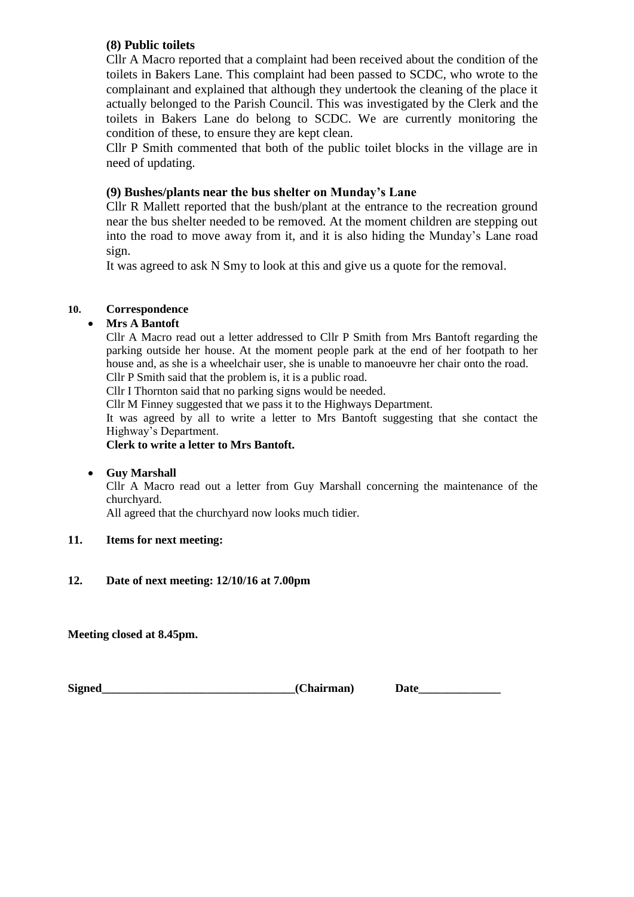### (8) Public toilets

Cllr A Macro reported that a complaint had been received about the condition of the toilets in Bakers Lane. This complaint had been passed to SCDC, who wrote to the complainant and explained that although they undertook the cleaning of the place it actually belonged to the Parish Council. This was investigated by the Clerk and the toilets in Bakers Lane do belong to SCDC. We are currently monitoring the condition of these, to ensure they are kept clean.

Cllr P Smith commented that both of the public toilet blocks in the village are in need of updating.

### (9) Bushes/plants near the bus shelter on Munday's Lane

Cllr R Mallett reported that the bush/plant at the entrance to the recreation ground near the bus shelter needed to be removed. At the moment children are stepping out into the road to move away from it, and it is also hiding the Munday's Lane road sign.

It was agreed to ask N Smy to look at this and give us a quote for the removal.

## 10. Correspondence

- **Mrs A Bantoft**

  Cllr A Macro read out a letter addressed to Cllr P Smith from Mrs Bantoft regarding the parking outside her house. At the moment people park at the end of her footpath to her house and, as she is a wheelchair user, she is unable to manoeuvre her chair onto the road.

  Cllr P Smith said that the problem is, it is a public road.

  Cllr I Thornton said that no parking signs would be needed.

  Cllr M Finney suggested that we pass it to the Highways Department.

  It was agreed by all to write a letter to Mrs Bantoft suggesting that she contact the Highway's Department.

  **Clerk to write a letter to Mrs Bantoft.**

- **Guy Marshall**

  Cllr A Macro read out a letter from Guy Marshall concerning the maintenance of the churchyard.

  All agreed that the churchyard now looks much tidier.

## 11. Items for next meeting:

## 12. Date of next meeting: 12/10/16 at 7.00pm

**Meeting closed at 8.45pm.**

**Signed_________________________________(Chairman) Date______________**